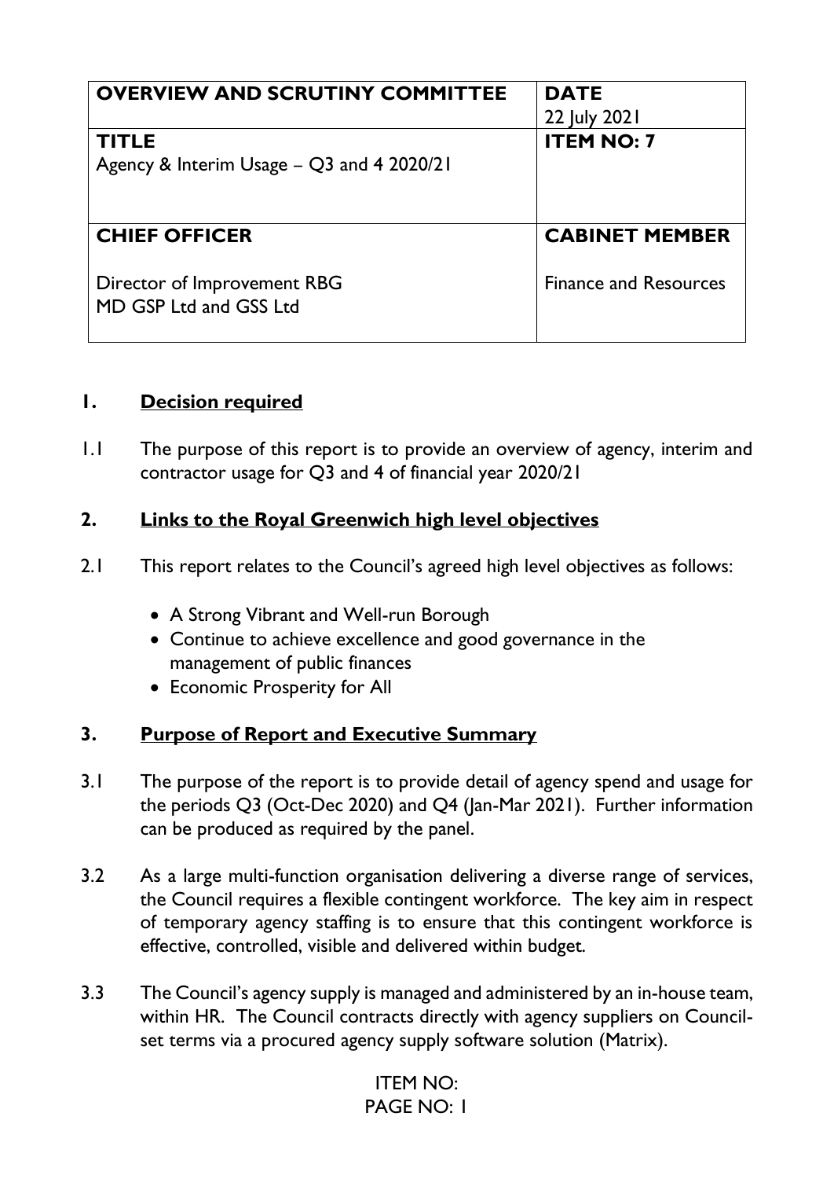| OVERVIEW AND SCRUTINY COMMITTEE | DATE<br>22 July 2021 |
| --- | --- |
| **TITLE**<br>Agency & Interim Usage – Q3 and 4 2020/21 | **ITEM NO: 7** |
| **CHIEF OFFICER**<br><br>Director of Improvement RBG<br>MD GSP Ltd and GSS Ltd | **CABINET MEMBER**<br><br>Finance and Resources |

## 1. Decision required

1.1 The purpose of this report is to provide an overview of agency, interim and contractor usage for Q3 and 4 of financial year 2020/21

## 2. Links to the Royal Greenwich high level objectives

2.1 This report relates to the Council's agreed high level objectives as follows:

- A Strong Vibrant and Well-run Borough
- Continue to achieve excellence and good governance in the management of public finances
- Economic Prosperity for All

## 3. Purpose of Report and Executive Summary

3.1 The purpose of the report is to provide detail of agency spend and usage for the periods Q3 (Oct-Dec 2020) and Q4 (Jan-Mar 2021). Further information can be produced as required by the panel.

3.2 As a large multi-function organisation delivering a diverse range of services, the Council requires a flexible contingent workforce. The key aim in respect of temporary agency staffing is to ensure that this contingent workforce is effective, controlled, visible and delivered within budget.

3.3 The Council's agency supply is managed and administered by an in-house team, within HR. The Council contracts directly with agency suppliers on Council-set terms via a procured agency supply software solution (Matrix).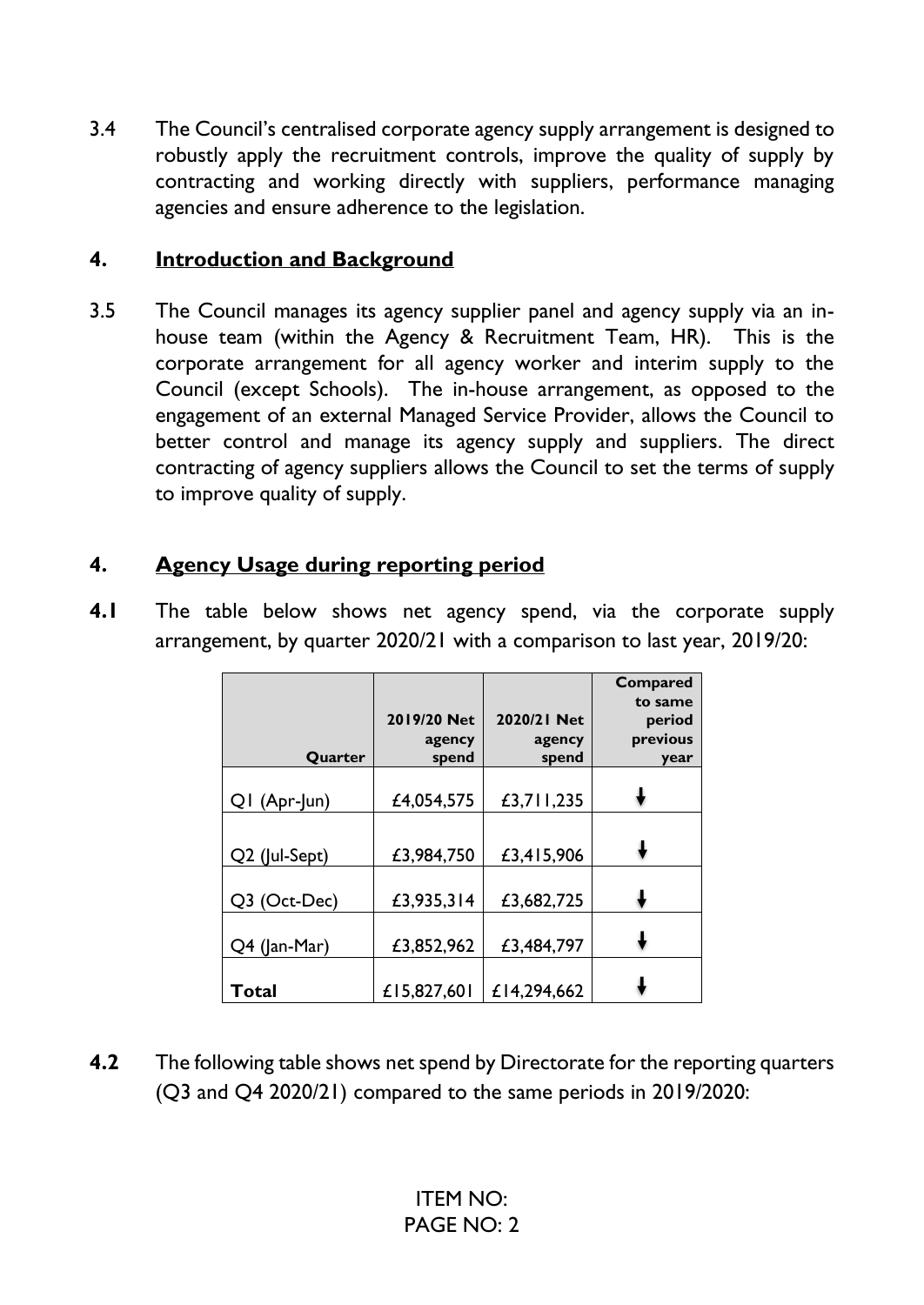3.4 The Council's centralised corporate agency supply arrangement is designed to robustly apply the recruitment controls, improve the quality of supply by contracting and working directly with suppliers, performance managing agencies and ensure adherence to the legislation.

## 4. Introduction and Background

3.5 The Council manages its agency supplier panel and agency supply via an in-house team (within the Agency & Recruitment Team, HR). This is the corporate arrangement for all agency worker and interim supply to the Council (except Schools). The in-house arrangement, as opposed to the engagement of an external Managed Service Provider, allows the Council to better control and manage its agency supply and suppliers. The direct contracting of agency suppliers allows the Council to set the terms of supply to improve quality of supply.

## 4. Agency Usage during reporting period

**4.1** The table below shows net agency spend, via the corporate supply arrangement, by quarter 2020/21 with a comparison to last year, 2019/20:

| Quarter | 2019/20 Net agency spend | 2020/21 Net agency spend | Compared to same period previous year |
|---|---|---|---|
| Q1 (Apr-Jun) | £4,054,575 | £3,711,235 | ↓ |
| Q2 (Jul-Sept) | £3,984,750 | £3,415,906 | ↓ |
| Q3 (Oct-Dec) | £3,935,314 | £3,682,725 | ↓ |
| Q4 (Jan-Mar) | £3,852,962 | £3,484,797 | ↓ |
| **Total** | £15,827,601 | £14,294,662 | ↓ |

**4.2** The following table shows net spend by Directorate for the reporting quarters (Q3 and Q4 2020/21) compared to the same periods in 2019/2020:

ITEM NO: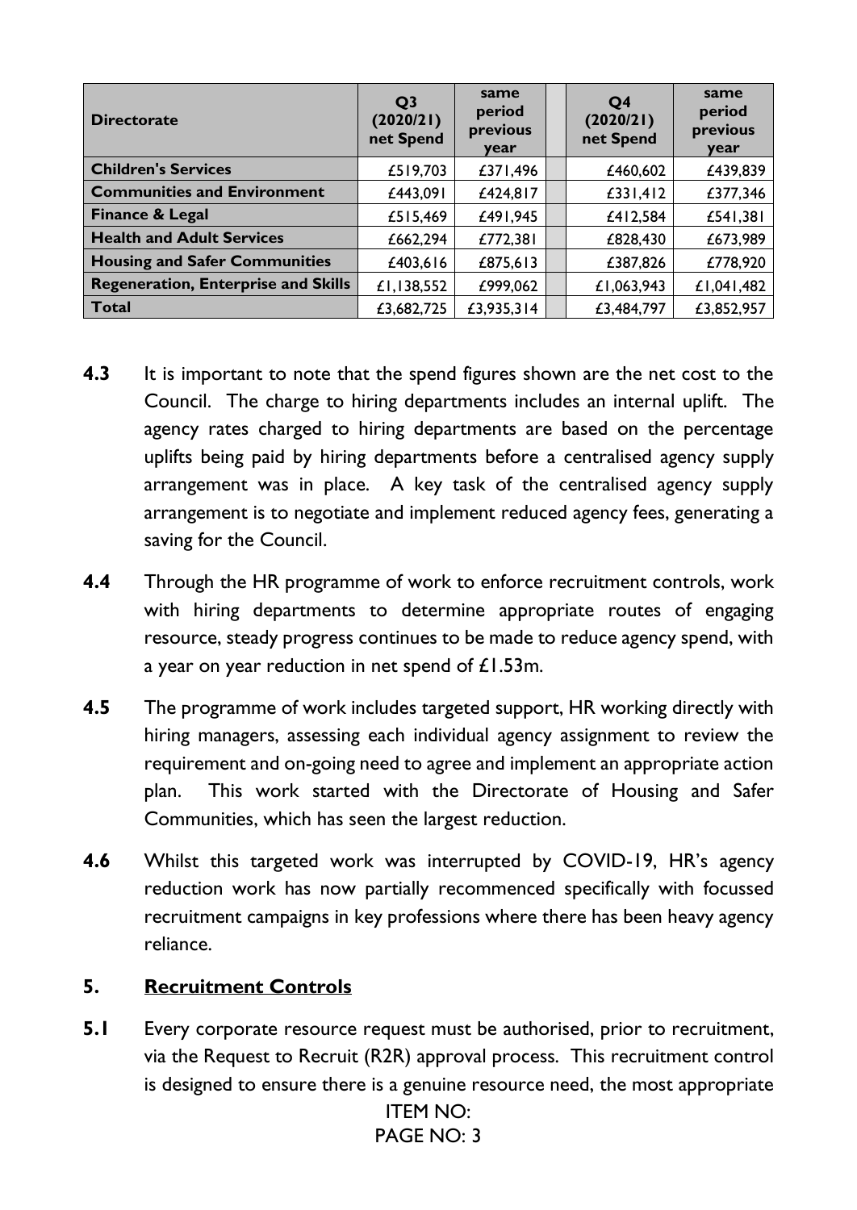| Directorate | Q3 (2020/21) net Spend | same period previous year | | Q4 (2020/21) net Spend | same period previous year |
|---|---|---|---|---|---|
| **Children's Services** | £519,703 | £371,496 | | £460,602 | £439,839 |
| **Communities and Environment** | £443,091 | £424,817 | | £331,412 | £377,346 |
| **Finance & Legal** | £515,469 | £491,945 | | £412,584 | £541,381 |
| **Health and Adult Services** | £662,294 | £772,381 | | £828,430 | £673,989 |
| **Housing and Safer Communities** | £403,616 | £875,613 | | £387,826 | £778,920 |
| **Regeneration, Enterprise and Skills** | £1,138,552 | £999,062 | | £1,063,943 | £1,041,482 |
| **Total** | £3,682,725 | £3,935,314 | | £3,484,797 | £3,852,957 |

**4.3** It is important to note that the spend figures shown are the net cost to the Council. The charge to hiring departments includes an internal uplift. The agency rates charged to hiring departments are based on the percentage uplifts being paid by hiring departments before a centralised agency supply arrangement was in place. A key task of the centralised agency supply arrangement is to negotiate and implement reduced agency fees, generating a saving for the Council.

**4.4** Through the HR programme of work to enforce recruitment controls, work with hiring departments to determine appropriate routes of engaging resource, steady progress continues to be made to reduce agency spend, with a year on year reduction in net spend of £1.53m.

**4.5** The programme of work includes targeted support, HR working directly with hiring managers, assessing each individual agency assignment to review the requirement and on-going need to agree and implement an appropriate action plan. This work started with the Directorate of Housing and Safer Communities, which has seen the largest reduction.

**4.6** Whilst this targeted work was interrupted by COVID-19, HR's agency reduction work has now partially recommenced specifically with focussed recruitment campaigns in key professions where there has been heavy agency reliance.

## 5. Recruitment Controls

**5.1** Every corporate resource request must be authorised, prior to recruitment, via the Request to Recruit (R2R) approval process. This recruitment control is designed to ensure there is a genuine resource need, the most appropriate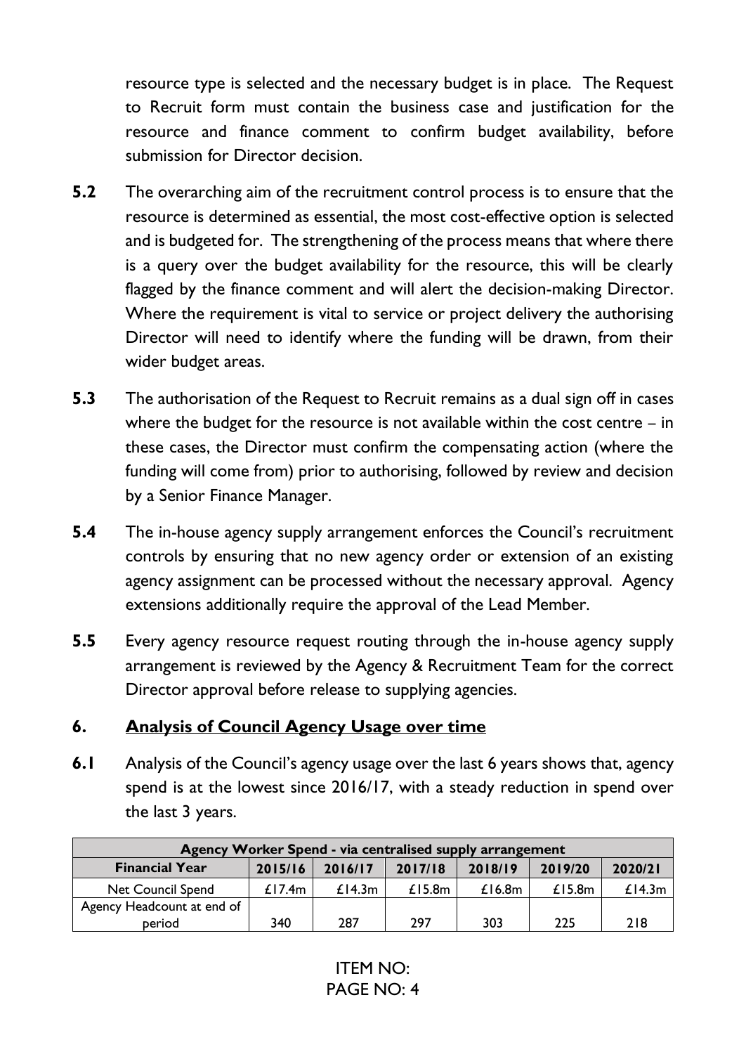resource type is selected and the necessary budget is in place. The Request to Recruit form must contain the business case and justification for the resource and finance comment to confirm budget availability, before submission for Director decision.

**5.2** The overarching aim of the recruitment control process is to ensure that the resource is determined as essential, the most cost-effective option is selected and is budgeted for. The strengthening of the process means that where there is a query over the budget availability for the resource, this will be clearly flagged by the finance comment and will alert the decision-making Director. Where the requirement is vital to service or project delivery the authorising Director will need to identify where the funding will be drawn, from their wider budget areas.

**5.3** The authorisation of the Request to Recruit remains as a dual sign off in cases where the budget for the resource is not available within the cost centre – in these cases, the Director must confirm the compensating action (where the funding will come from) prior to authorising, followed by review and decision by a Senior Finance Manager.

**5.4** The in-house agency supply arrangement enforces the Council's recruitment controls by ensuring that no new agency order or extension of an existing agency assignment can be processed without the necessary approval. Agency extensions additionally require the approval of the Lead Member.

**5.5** Every agency resource request routing through the in-house agency supply arrangement is reviewed by the Agency & Recruitment Team for the correct Director approval before release to supplying agencies.

## 6. Analysis of Council Agency Usage over time

**6.1** Analysis of the Council's agency usage over the last 6 years shows that, agency spend is at the lowest since 2016/17, with a steady reduction in spend over the last 3 years.

| Agency Worker Spend - via centralised supply arrangement | | | | | | |
|---|---|---|---|---|---|---|
| **Financial Year** | **2015/16** | **2016/17** | **2017/18** | **2018/19** | **2019/20** | **2020/21** |
| Net Council Spend | £17.4m | £14.3m | £15.8m | £16.8m | £15.8m | £14.3m |
| Agency Headcount at end of period | 340 | 287 | 297 | 303 | 225 | 218 |

ITEM NO: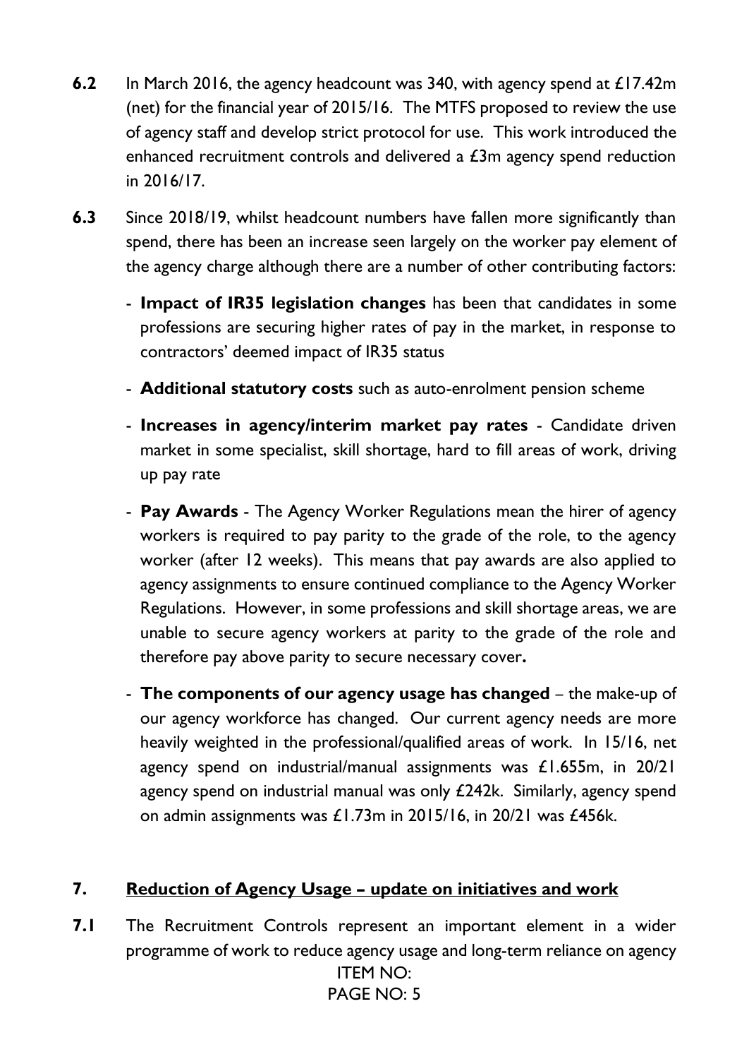**6.2** In March 2016, the agency headcount was 340, with agency spend at £17.42m (net) for the financial year of 2015/16. The MTFS proposed to review the use of agency staff and develop strict protocol for use. This work introduced the enhanced recruitment controls and delivered a £3m agency spend reduction in 2016/17.

**6.3** Since 2018/19, whilst headcount numbers have fallen more significantly than spend, there has been an increase seen largely on the worker pay element of the agency charge although there are a number of other contributing factors:

- **Impact of IR35 legislation changes** has been that candidates in some professions are securing higher rates of pay in the market, in response to contractors' deemed impact of IR35 status
- **Additional statutory costs** such as auto-enrolment pension scheme
- **Increases in agency/interim market pay rates** - Candidate driven market in some specialist, skill shortage, hard to fill areas of work, driving up pay rate
- **Pay Awards** - The Agency Worker Regulations mean the hirer of agency workers is required to pay parity to the grade of the role, to the agency worker (after 12 weeks). This means that pay awards are also applied to agency assignments to ensure continued compliance to the Agency Worker Regulations. However, in some professions and skill shortage areas, we are unable to secure agency workers at parity to the grade of the role and therefore pay above parity to secure necessary cover**.**
- **The components of our agency usage has changed** – the make-up of our agency workforce has changed. Our current agency needs are more heavily weighted in the professional/qualified areas of work. In 15/16, net agency spend on industrial/manual assignments was £1.655m, in 20/21 agency spend on industrial manual was only £242k. Similarly, agency spend on admin assignments was £1.73m in 2015/16, in 20/21 was £456k.

## 7. Reduction of Agency Usage – update on initiatives and work

**7.1** The Recruitment Controls represent an important element in a wider programme of work to reduce agency usage and long-term reliance on agency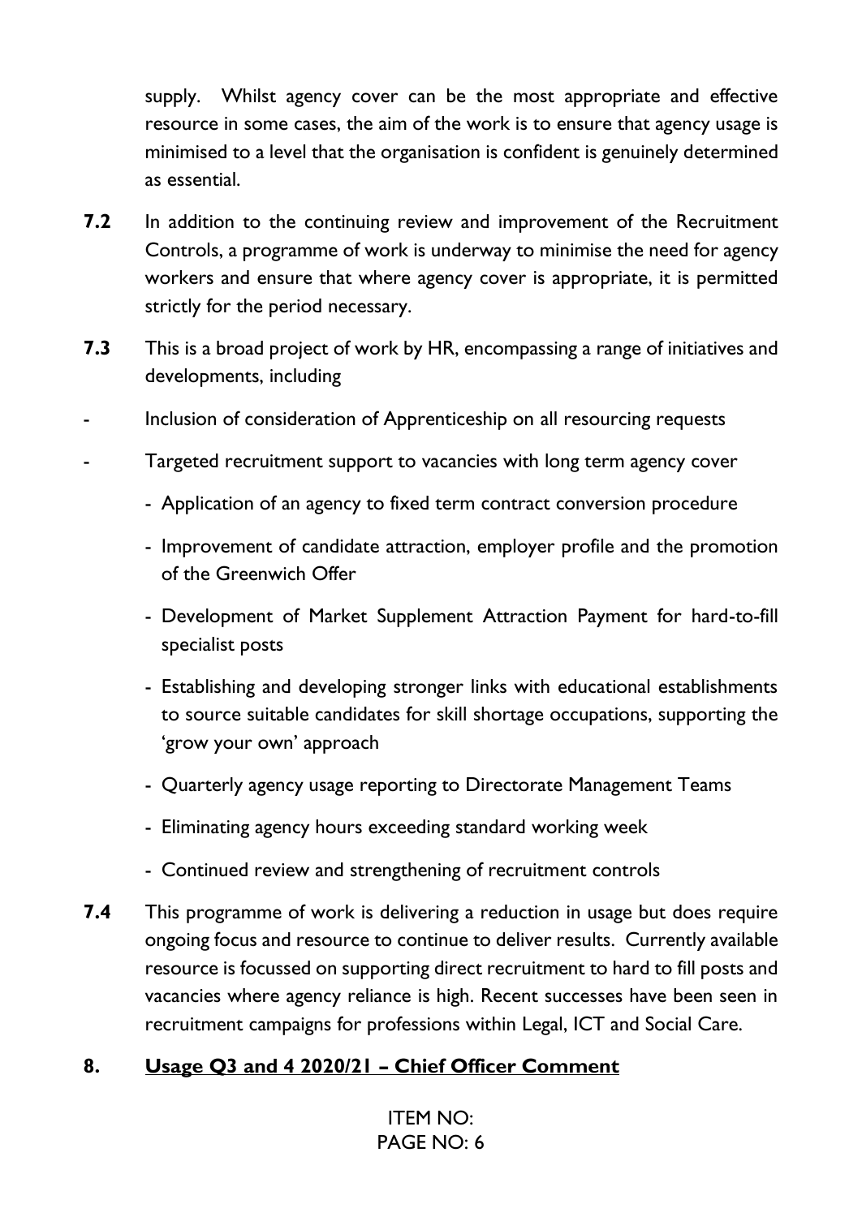supply. Whilst agency cover can be the most appropriate and effective resource in some cases, the aim of the work is to ensure that agency usage is minimised to a level that the organisation is confident is genuinely determined as essential.

**7.2** In addition to the continuing review and improvement of the Recruitment Controls, a programme of work is underway to minimise the need for agency workers and ensure that where agency cover is appropriate, it is permitted strictly for the period necessary.

**7.3** This is a broad project of work by HR, encompassing a range of initiatives and developments, including

- Inclusion of consideration of Apprenticeship on all resourcing requests
- Targeted recruitment support to vacancies with long term agency cover
  - Application of an agency to fixed term contract conversion procedure
  - Improvement of candidate attraction, employer profile and the promotion of the Greenwich Offer
  - Development of Market Supplement Attraction Payment for hard-to-fill specialist posts
  - Establishing and developing stronger links with educational establishments to source suitable candidates for skill shortage occupations, supporting the 'grow your own' approach
  - Quarterly agency usage reporting to Directorate Management Teams
  - Eliminating agency hours exceeding standard working week
  - Continued review and strengthening of recruitment controls

**7.4** This programme of work is delivering a reduction in usage but does require ongoing focus and resource to continue to deliver results. Currently available resource is focussed on supporting direct recruitment to hard to fill posts and vacancies where agency reliance is high. Recent successes have been seen in recruitment campaigns for professions within Legal, ICT and Social Care.

## 8. Usage Q3 and 4 2020/21 – Chief Officer Comment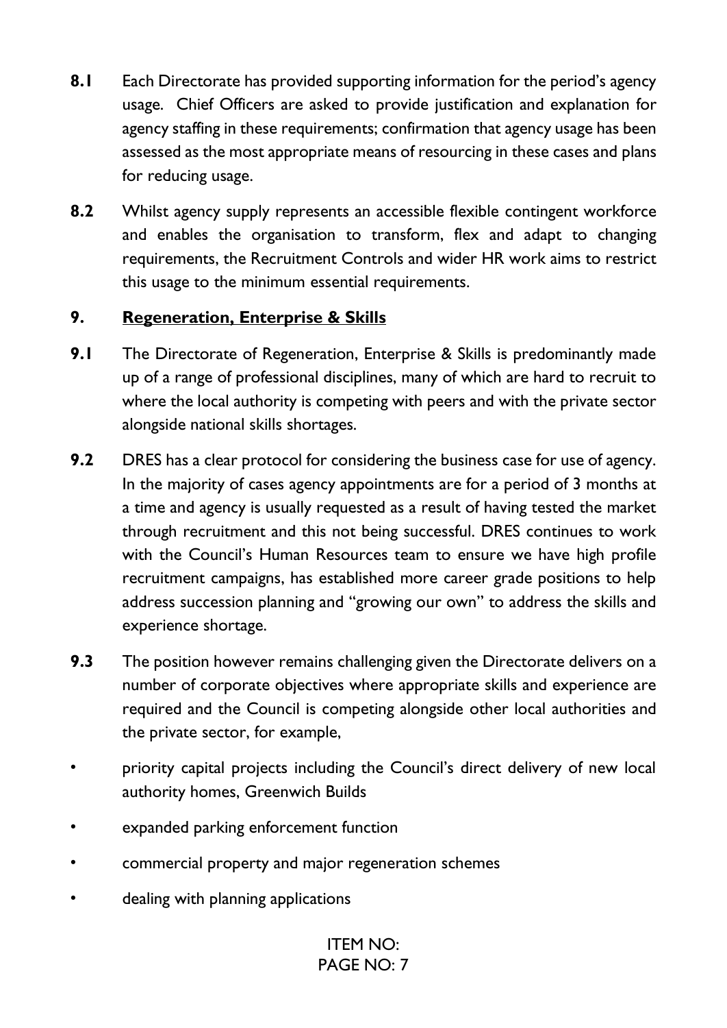**8.1** Each Directorate has provided supporting information for the period's agency usage. Chief Officers are asked to provide justification and explanation for agency staffing in these requirements; confirmation that agency usage has been assessed as the most appropriate means of resourcing in these cases and plans for reducing usage.

**8.2** Whilst agency supply represents an accessible flexible contingent workforce and enables the organisation to transform, flex and adapt to changing requirements, the Recruitment Controls and wider HR work aims to restrict this usage to the minimum essential requirements.

## 9. Regeneration, Enterprise & Skills

**9.1** The Directorate of Regeneration, Enterprise & Skills is predominantly made up of a range of professional disciplines, many of which are hard to recruit to where the local authority is competing with peers and with the private sector alongside national skills shortages.

**9.2** DRES has a clear protocol for considering the business case for use of agency. In the majority of cases agency appointments are for a period of 3 months at a time and agency is usually requested as a result of having tested the market through recruitment and this not being successful. DRES continues to work with the Council's Human Resources team to ensure we have high profile recruitment campaigns, has established more career grade positions to help address succession planning and "growing our own" to address the skills and experience shortage.

**9.3** The position however remains challenging given the Directorate delivers on a number of corporate objectives where appropriate skills and experience are required and the Council is competing alongside other local authorities and the private sector, for example,

- priority capital projects including the Council's direct delivery of new local authority homes, Greenwich Builds
- expanded parking enforcement function
- commercial property and major regeneration schemes
- dealing with planning applications

ITEM NO: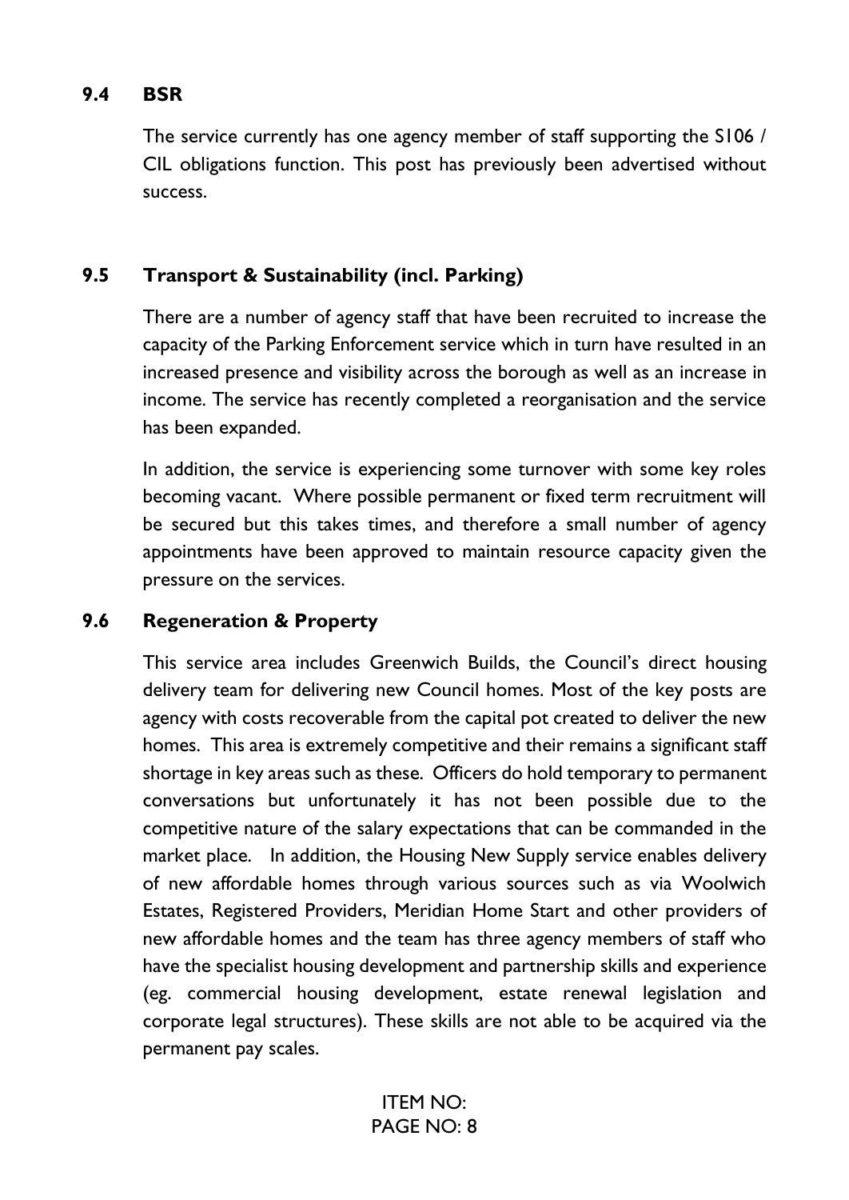### 9.4 BSR

The service currently has one agency member of staff supporting the S106 / CIL obligations function. This post has previously been advertised without success.

### 9.5 Transport & Sustainability (incl. Parking)

There are a number of agency staff that have been recruited to increase the capacity of the Parking Enforcement service which in turn have resulted in an increased presence and visibility across the borough as well as an increase in income. The service has recently completed a reorganisation and the service has been expanded.

In addition, the service is experiencing some turnover with some key roles becoming vacant. Where possible permanent or fixed term recruitment will be secured but this takes times, and therefore a small number of agency appointments have been approved to maintain resource capacity given the pressure on the services.

### 9.6 Regeneration & Property

This service area includes Greenwich Builds, the Council's direct housing delivery team for delivering new Council homes. Most of the key posts are agency with costs recoverable from the capital pot created to deliver the new homes. This area is extremely competitive and their remains a significant staff shortage in key areas such as these. Officers do hold temporary to permanent conversations but unfortunately it has not been possible due to the competitive nature of the salary expectations that can be commanded in the market place. In addition, the Housing New Supply service enables delivery of new affordable homes through various sources such as via Woolwich Estates, Registered Providers, Meridian Home Start and other providers of new affordable homes and the team has three agency members of staff who have the specialist housing development and partnership skills and experience (eg. commercial housing development, estate renewal legislation and corporate legal structures). These skills are not able to be acquired via the permanent pay scales.

ITEM NO: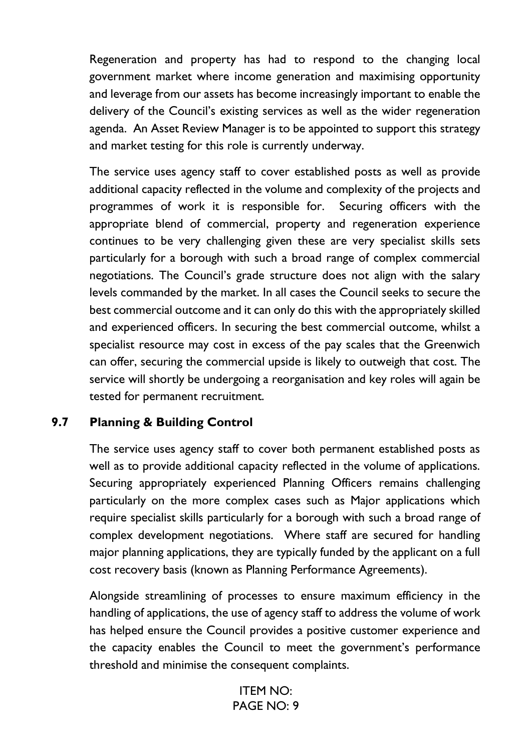Regeneration and property has had to respond to the changing local government market where income generation and maximising opportunity and leverage from our assets has become increasingly important to enable the delivery of the Council's existing services as well as the wider regeneration agenda. An Asset Review Manager is to be appointed to support this strategy and market testing for this role is currently underway.

The service uses agency staff to cover established posts as well as provide additional capacity reflected in the volume and complexity of the projects and programmes of work it is responsible for. Securing officers with the appropriate blend of commercial, property and regeneration experience continues to be very challenging given these are very specialist skills sets particularly for a borough with such a broad range of complex commercial negotiations. The Council's grade structure does not align with the salary levels commanded by the market. In all cases the Council seeks to secure the best commercial outcome and it can only do this with the appropriately skilled and experienced officers. In securing the best commercial outcome, whilst a specialist resource may cost in excess of the pay scales that the Greenwich can offer, securing the commercial upside is likely to outweigh that cost. The service will shortly be undergoing a reorganisation and key roles will again be tested for permanent recruitment.

### 9.7 Planning & Building Control

The service uses agency staff to cover both permanent established posts as well as to provide additional capacity reflected in the volume of applications. Securing appropriately experienced Planning Officers remains challenging particularly on the more complex cases such as Major applications which require specialist skills particularly for a borough with such a broad range of complex development negotiations. Where staff are secured for handling major planning applications, they are typically funded by the applicant on a full cost recovery basis (known as Planning Performance Agreements).

Alongside streamlining of processes to ensure maximum efficiency in the handling of applications, the use of agency staff to address the volume of work has helped ensure the Council provides a positive customer experience and the capacity enables the Council to meet the government's performance threshold and minimise the consequent complaints.

ITEM NO: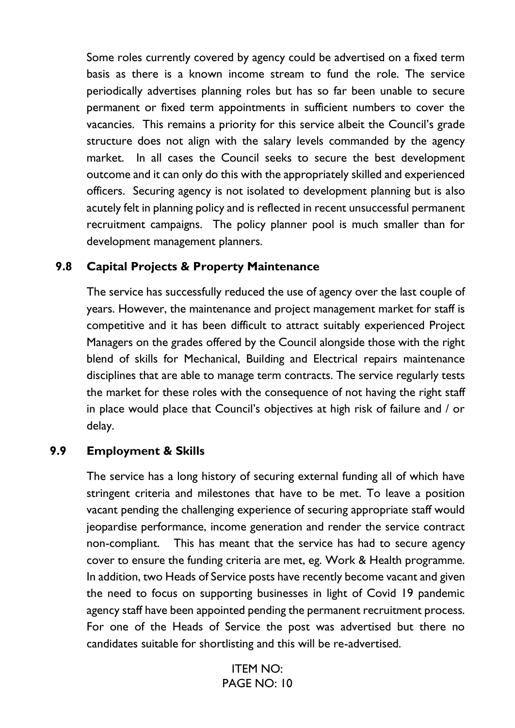Some roles currently covered by agency could be advertised on a fixed term basis as there is a known income stream to fund the role. The service periodically advertises planning roles but has so far been unable to secure permanent or fixed term appointments in sufficient numbers to cover the vacancies. This remains a priority for this service albeit the Council's grade structure does not align with the salary levels commanded by the agency market. In all cases the Council seeks to secure the best development outcome and it can only do this with the appropriately skilled and experienced officers. Securing agency is not isolated to development planning but is also acutely felt in planning policy and is reflected in recent unsuccessful permanent recruitment campaigns. The policy planner pool is much smaller than for development management planners.

### 9.8 Capital Projects & Property Maintenance

The service has successfully reduced the use of agency over the last couple of years. However, the maintenance and project management market for staff is competitive and it has been difficult to attract suitably experienced Project Managers on the grades offered by the Council alongside those with the right blend of skills for Mechanical, Building and Electrical repairs maintenance disciplines that are able to manage term contracts. The service regularly tests the market for these roles with the consequence of not having the right staff in place would place that Council's objectives at high risk of failure and / or delay.

### 9.9 Employment & Skills

The service has a long history of securing external funding all of which have stringent criteria and milestones that have to be met. To leave a position vacant pending the challenging experience of securing appropriate staff would jeopardise performance, income generation and render the service contract non-compliant. This has meant that the service has had to secure agency cover to ensure the funding criteria are met, eg. Work & Health programme. In addition, two Heads of Service posts have recently become vacant and given the need to focus on supporting businesses in light of Covid 19 pandemic agency staff have been appointed pending the permanent recruitment process. For one of the Heads of Service the post was advertised but there no candidates suitable for shortlisting and this will be re-advertised.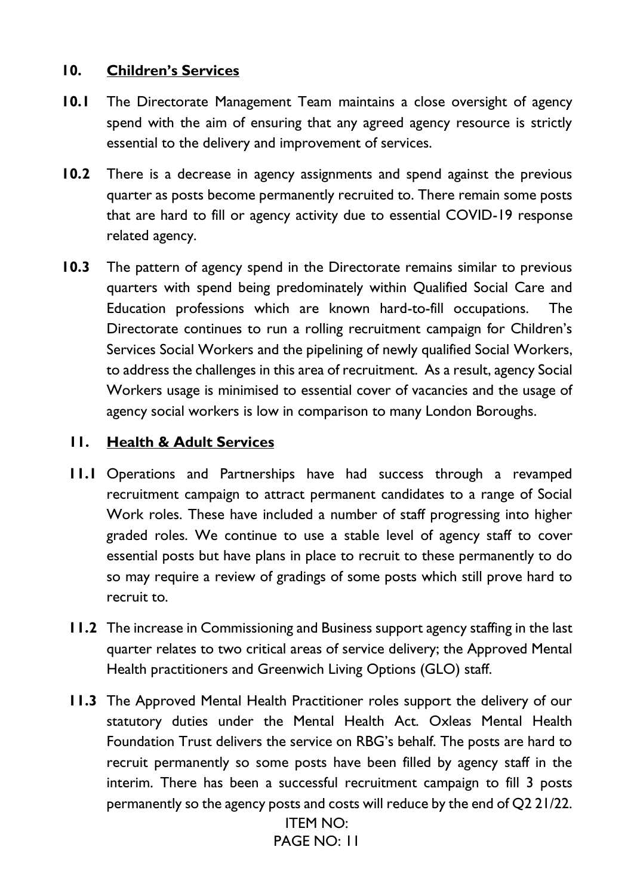## 10. Children's Services

**10.1** The Directorate Management Team maintains a close oversight of agency spend with the aim of ensuring that any agreed agency resource is strictly essential to the delivery and improvement of services.

**10.2** There is a decrease in agency assignments and spend against the previous quarter as posts become permanently recruited to. There remain some posts that are hard to fill or agency activity due to essential COVID-19 response related agency.

**10.3** The pattern of agency spend in the Directorate remains similar to previous quarters with spend being predominately within Qualified Social Care and Education professions which are known hard-to-fill occupations. The Directorate continues to run a rolling recruitment campaign for Children's Services Social Workers and the pipelining of newly qualified Social Workers, to address the challenges in this area of recruitment. As a result, agency Social Workers usage is minimised to essential cover of vacancies and the usage of agency social workers is low in comparison to many London Boroughs.

## 11. Health & Adult Services

**11.1** Operations and Partnerships have had success through a revamped recruitment campaign to attract permanent candidates to a range of Social Work roles. These have included a number of staff progressing into higher graded roles. We continue to use a stable level of agency staff to cover essential posts but have plans in place to recruit to these permanently to do so may require a review of gradings of some posts which still prove hard to recruit to.

**11.2** The increase in Commissioning and Business support agency staffing in the last quarter relates to two critical areas of service delivery; the Approved Mental Health practitioners and Greenwich Living Options (GLO) staff.

**11.3** The Approved Mental Health Practitioner roles support the delivery of our statutory duties under the Mental Health Act. Oxleas Mental Health Foundation Trust delivers the service on RBG's behalf. The posts are hard to recruit permanently so some posts have been filled by agency staff in the interim. There has been a successful recruitment campaign to fill 3 posts permanently so the agency posts and costs will reduce by the end of Q2 21/22.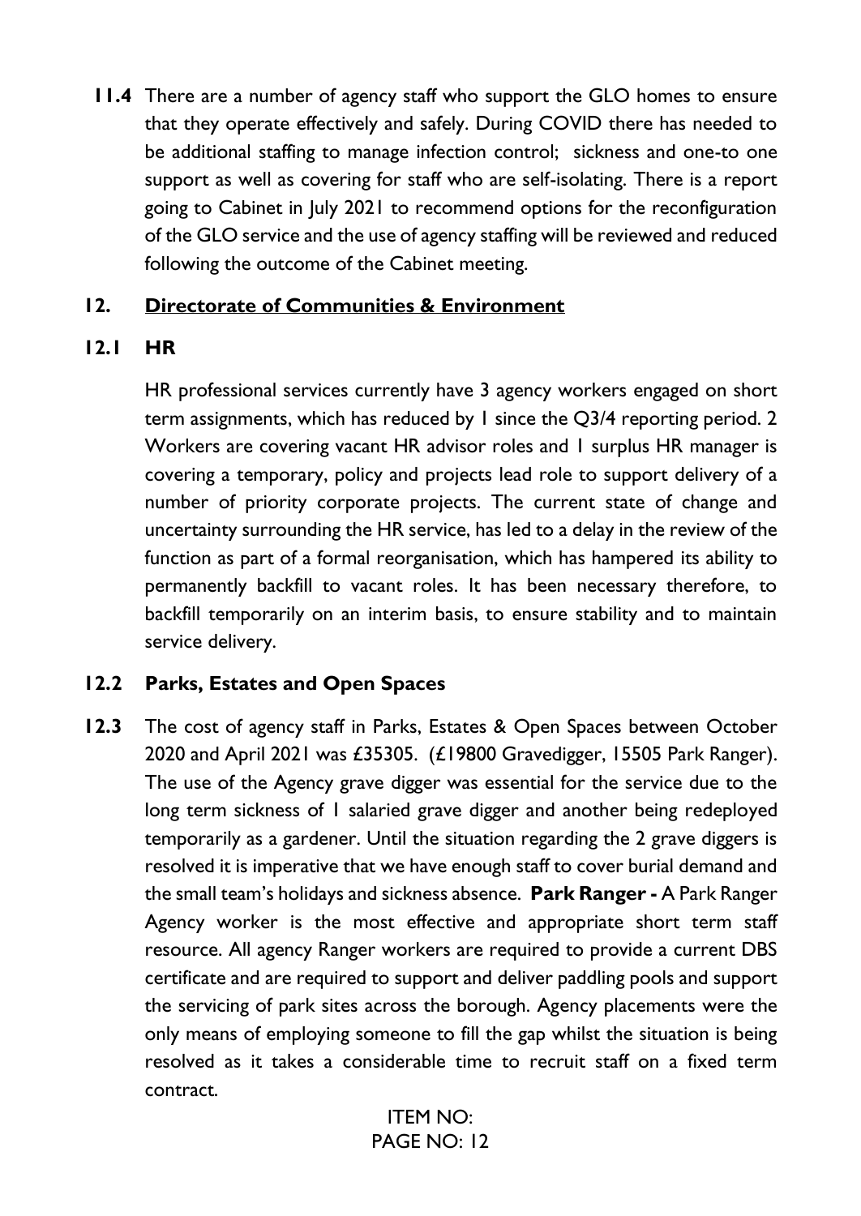**11.4** There are a number of agency staff who support the GLO homes to ensure that they operate effectively and safely. During COVID there has needed to be additional staffing to manage infection control; sickness and one-to one support as well as covering for staff who are self-isolating. There is a report going to Cabinet in July 2021 to recommend options for the reconfiguration of the GLO service and the use of agency staffing will be reviewed and reduced following the outcome of the Cabinet meeting.

## 12. Directorate of Communities & Environment

### 12.1 HR

HR professional services currently have 3 agency workers engaged on short term assignments, which has reduced by 1 since the Q3/4 reporting period. 2 Workers are covering vacant HR advisor roles and 1 surplus HR manager is covering a temporary, policy and projects lead role to support delivery of a number of priority corporate projects. The current state of change and uncertainty surrounding the HR service, has led to a delay in the review of the function as part of a formal reorganisation, which has hampered its ability to permanently backfill to vacant roles. It has been necessary therefore, to backfill temporarily on an interim basis, to ensure stability and to maintain service delivery.

### 12.2 Parks, Estates and Open Spaces

**12.3** The cost of agency staff in Parks, Estates & Open Spaces between October 2020 and April 2021 was £35305. (£19800 Gravedigger, 15505 Park Ranger). The use of the Agency grave digger was essential for the service due to the long term sickness of 1 salaried grave digger and another being redeployed temporarily as a gardener. Until the situation regarding the 2 grave diggers is resolved it is imperative that we have enough staff to cover burial demand and the small team's holidays and sickness absence. **Park Ranger -** A Park Ranger Agency worker is the most effective and appropriate short term staff resource. All agency Ranger workers are required to provide a current DBS certificate and are required to support and deliver paddling pools and support the servicing of park sites across the borough. Agency placements were the only means of employing someone to fill the gap whilst the situation is being resolved as it takes a considerable time to recruit staff on a fixed term contract.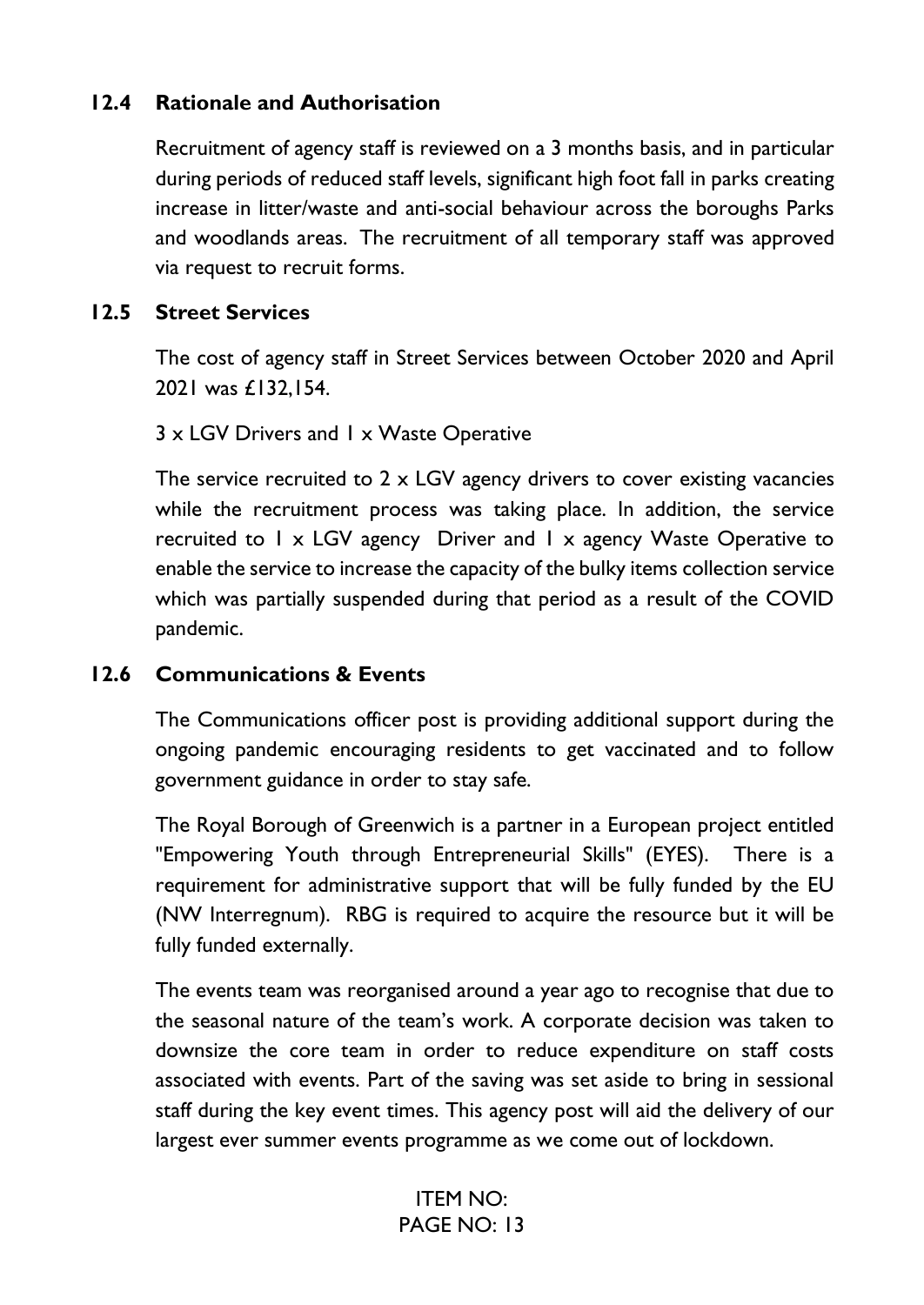### 12.4 Rationale and Authorisation

Recruitment of agency staff is reviewed on a 3 months basis, and in particular during periods of reduced staff levels, significant high foot fall in parks creating increase in litter/waste and anti-social behaviour across the boroughs Parks and woodlands areas. The recruitment of all temporary staff was approved via request to recruit forms.

### 12.5 Street Services

The cost of agency staff in Street Services between October 2020 and April 2021 was £132,154.

3 x LGV Drivers and 1 x Waste Operative

The service recruited to 2 x LGV agency drivers to cover existing vacancies while the recruitment process was taking place. In addition, the service recruited to 1 x LGV agency Driver and 1 x agency Waste Operative to enable the service to increase the capacity of the bulky items collection service which was partially suspended during that period as a result of the COVID pandemic.

### 12.6 Communications & Events

The Communications officer post is providing additional support during the ongoing pandemic encouraging residents to get vaccinated and to follow government guidance in order to stay safe.

The Royal Borough of Greenwich is a partner in a European project entitled "Empowering Youth through Entrepreneurial Skills" (EYES). There is a requirement for administrative support that will be fully funded by the EU (NW Interregnum). RBG is required to acquire the resource but it will be fully funded externally.

The events team was reorganised around a year ago to recognise that due to the seasonal nature of the team's work. A corporate decision was taken to downsize the core team in order to reduce expenditure on staff costs associated with events. Part of the saving was set aside to bring in sessional staff during the key event times. This agency post will aid the delivery of our largest ever summer events programme as we come out of lockdown.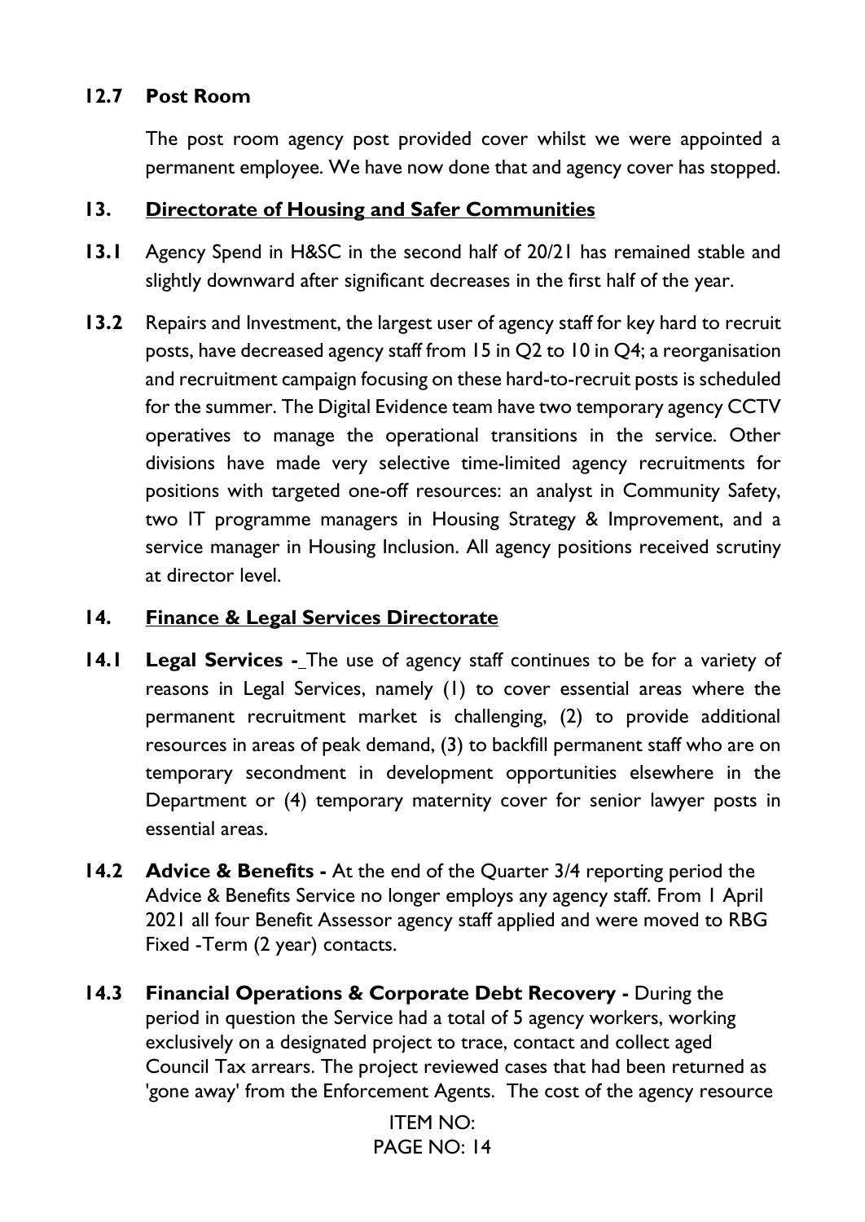**12.7 Post Room**

The post room agency post provided cover whilst we were appointed a permanent employee. We have now done that and agency cover has stopped.

## 13. Directorate of Housing and Safer Communities

**13.1** Agency Spend in H&SC in the second half of 20/21 has remained stable and slightly downward after significant decreases in the first half of the year.

**13.2** Repairs and Investment, the largest user of agency staff for key hard to recruit posts, have decreased agency staff from 15 in Q2 to 10 in Q4; a reorganisation and recruitment campaign focusing on these hard-to-recruit posts is scheduled for the summer. The Digital Evidence team have two temporary agency CCTV operatives to manage the operational transitions in the service. Other divisions have made very selective time-limited agency recruitments for positions with targeted one-off resources: an analyst in Community Safety, two IT programme managers in Housing Strategy & Improvement, and a service manager in Housing Inclusion. All agency positions received scrutiny at director level.

## 14. Finance & Legal Services Directorate

**14.1** **Legal Services -** The use of agency staff continues to be for a variety of reasons in Legal Services, namely (1) to cover essential areas where the permanent recruitment market is challenging, (2) to provide additional resources in areas of peak demand, (3) to backfill permanent staff who are on temporary secondment in development opportunities elsewhere in the Department or (4) temporary maternity cover for senior lawyer posts in essential areas.

**14.2** **Advice & Benefits -** At the end of the Quarter 3/4 reporting period the Advice & Benefits Service no longer employs any agency staff. From 1 April 2021 all four Benefit Assessor agency staff applied and were moved to RBG Fixed -Term (2 year) contacts.

**14.3** **Financial Operations & Corporate Debt Recovery -** During the period in question the Service had a total of 5 agency workers, working exclusively on a designated project to trace, contact and collect aged Council Tax arrears. The project reviewed cases that had been returned as 'gone away' from the Enforcement Agents. The cost of the agency resource

ITEM NO: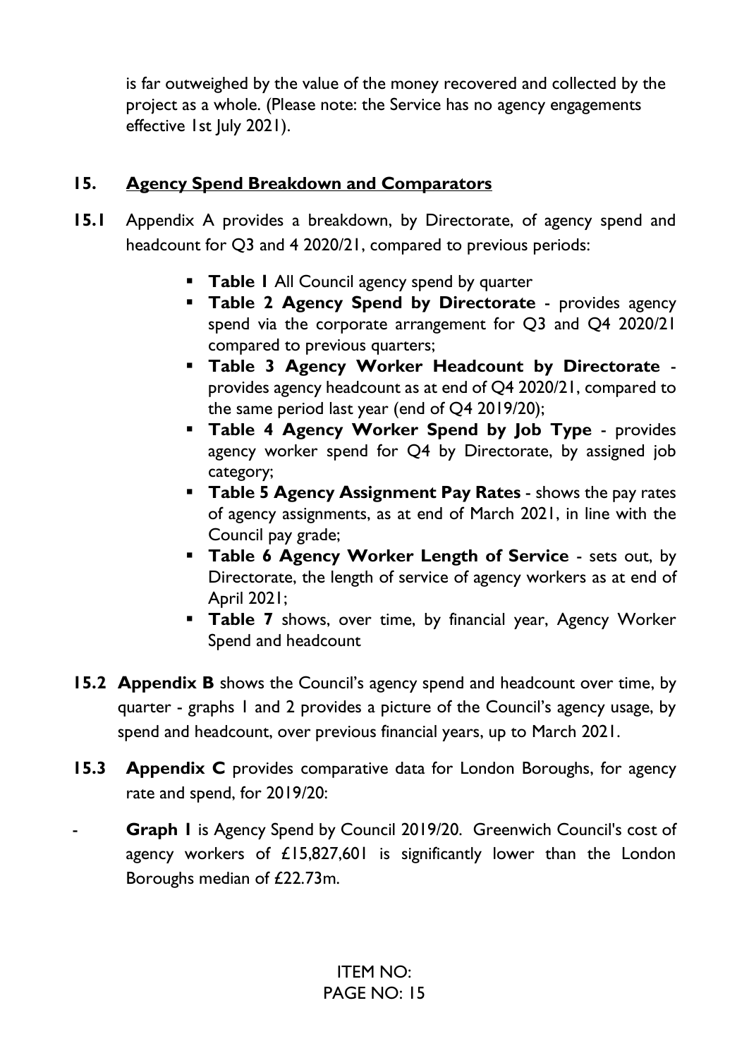is far outweighed by the value of the money recovered and collected by the project as a whole. (Please note: the Service has no agency engagements effective 1st July 2021).

## 15. Agency Spend Breakdown and Comparators

**15.1** Appendix A provides a breakdown, by Directorate, of agency spend and headcount for Q3 and 4 2020/21, compared to previous periods:

- **Table 1** All Council agency spend by quarter
- **Table 2 Agency Spend by Directorate** - provides agency spend via the corporate arrangement for Q3 and Q4 2020/21 compared to previous quarters;
- **Table 3 Agency Worker Headcount by Directorate** - provides agency headcount as at end of Q4 2020/21, compared to the same period last year (end of Q4 2019/20);
- **Table 4 Agency Worker Spend by Job Type** - provides agency worker spend for Q4 by Directorate, by assigned job category;
- **Table 5 Agency Assignment Pay Rates** - shows the pay rates of agency assignments, as at end of March 2021, in line with the Council pay grade;
- **Table 6 Agency Worker Length of Service** - sets out, by Directorate, the length of service of agency workers as at end of April 2021;
- **Table 7** shows, over time, by financial year, Agency Worker Spend and headcount

**15.2** **Appendix B** shows the Council's agency spend and headcount over time, by quarter - graphs 1 and 2 provides a picture of the Council's agency usage, by spend and headcount, over previous financial years, up to March 2021.

**15.3** **Appendix C** provides comparative data for London Boroughs, for agency rate and spend, for 2019/20:

- **Graph 1** is Agency Spend by Council 2019/20. Greenwich Council's cost of agency workers of £15,827,601 is significantly lower than the London Boroughs median of £22.73m.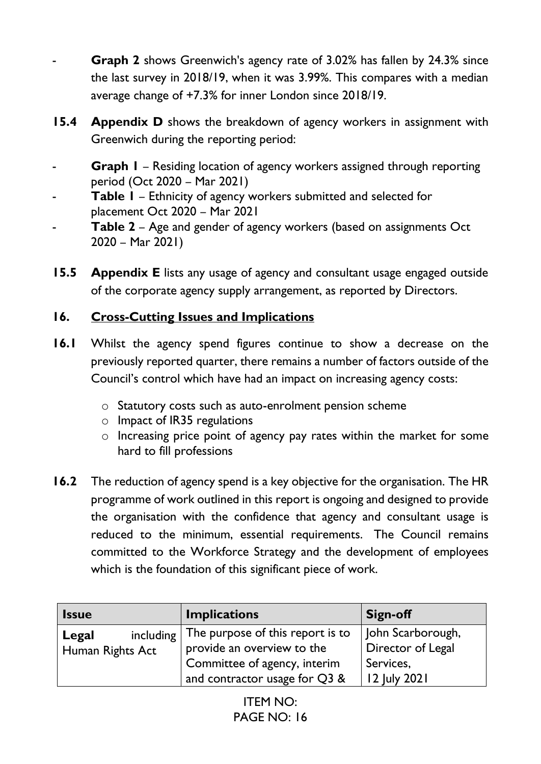- **Graph 2** shows Greenwich's agency rate of 3.02% has fallen by 24.3% since the last survey in 2018/19, when it was 3.99%. This compares with a median average change of +7.3% for inner London since 2018/19.

**15.4** **Appendix D** shows the breakdown of agency workers in assignment with Greenwich during the reporting period:

- **Graph 1** – Residing location of agency workers assigned through reporting period (Oct 2020 – Mar 2021)
- **Table 1** – Ethnicity of agency workers submitted and selected for placement Oct 2020 – Mar 2021
- **Table 2** – Age and gender of agency workers (based on assignments Oct 2020 – Mar 2021)

**15.5** **Appendix E** lists any usage of agency and consultant usage engaged outside of the corporate agency supply arrangement, as reported by Directors.

## 16. Cross-Cutting Issues and Implications

**16.1** Whilst the agency spend figures continue to show a decrease on the previously reported quarter, there remains a number of factors outside of the Council's control which have had an impact on increasing agency costs:

- Statutory costs such as auto-enrolment pension scheme
- Impact of IR35 regulations
- Increasing price point of agency pay rates within the market for some hard to fill professions

**16.2** The reduction of agency spend is a key objective for the organisation. The HR programme of work outlined in this report is ongoing and designed to provide the organisation with the confidence that agency and consultant usage is reduced to the minimum, essential requirements. The Council remains committed to the Workforce Strategy and the development of employees which is the foundation of this significant piece of work.

| Issue | Implications | Sign-off |
|---|---|---|
| **Legal** including Human Rights Act | The purpose of this report is to provide an overview to the Committee of agency, interim and contractor usage for Q3 & | John Scarborough, Director of Legal Services, 12 July 2021 |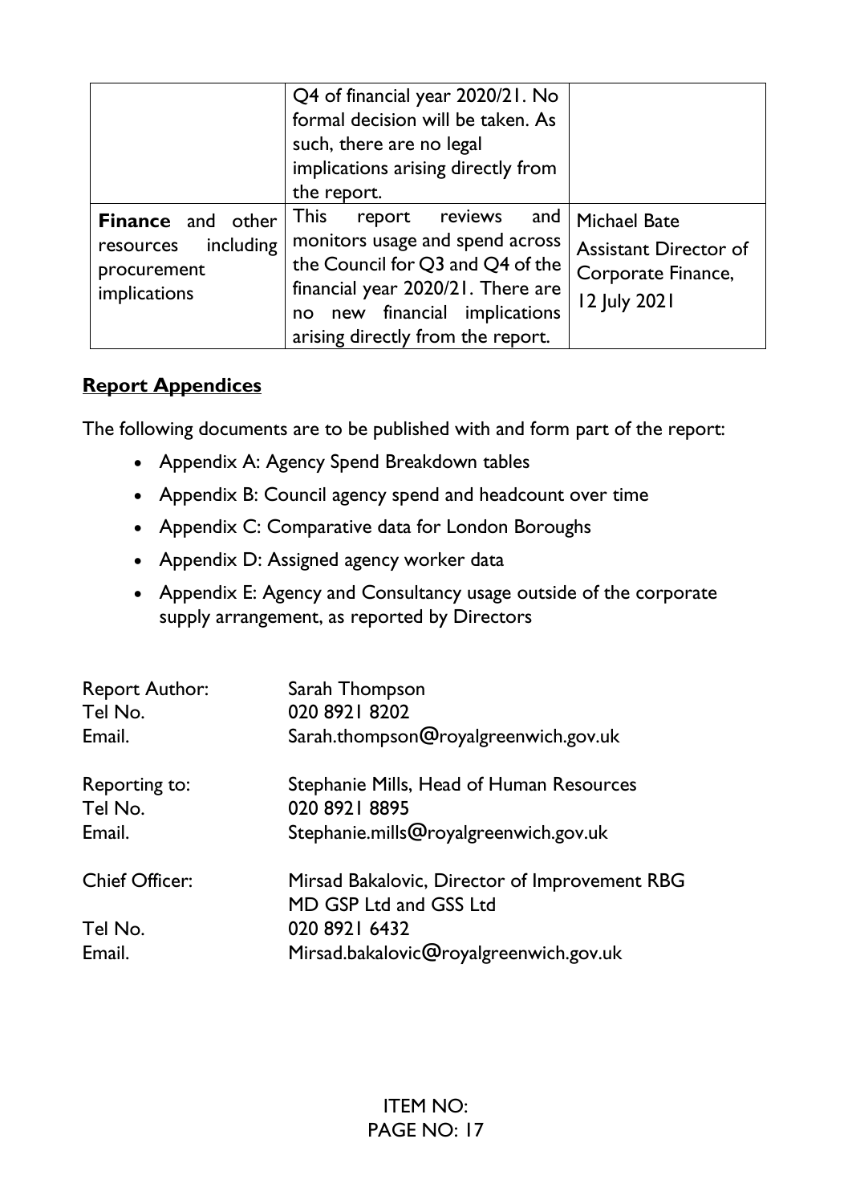| | | |
|---|---|---|
| | Q4 of financial year 2020/21. No formal decision will be taken. As such, there are no legal implications arising directly from the report. | |
| **Finance** and other resources including procurement implications | This report reviews and monitors usage and spend across the Council for Q3 and Q4 of the financial year 2020/21. There are no new financial implications arising directly from the report. | Michael Bate Assistant Director of Corporate Finance, 12 July 2021 |

## **Report Appendices**

The following documents are to be published with and form part of the report:

- Appendix A: Agency Spend Breakdown tables
- Appendix B: Council agency spend and headcount over time
- Appendix C: Comparative data for London Boroughs
- Appendix D: Assigned agency worker data
- Appendix E: Agency and Consultancy usage outside of the corporate supply arrangement, as reported by Directors

Report Author: Sarah Thompson
Tel No. 020 8921 8202
Email. Sarah.thompson@royalgreenwich.gov.uk

Reporting to: Stephanie Mills, Head of Human Resources
Tel No. 020 8921 8895
Email. Stephanie.mills@royalgreenwich.gov.uk

Chief Officer: Mirsad Bakalovic, Director of Improvement RBG MD GSP Ltd and GSS Ltd
Tel No. 020 8921 6432
Email. Mirsad.bakalovic@royalgreenwich.gov.uk

ITEM NO:
PAGE NO: 17